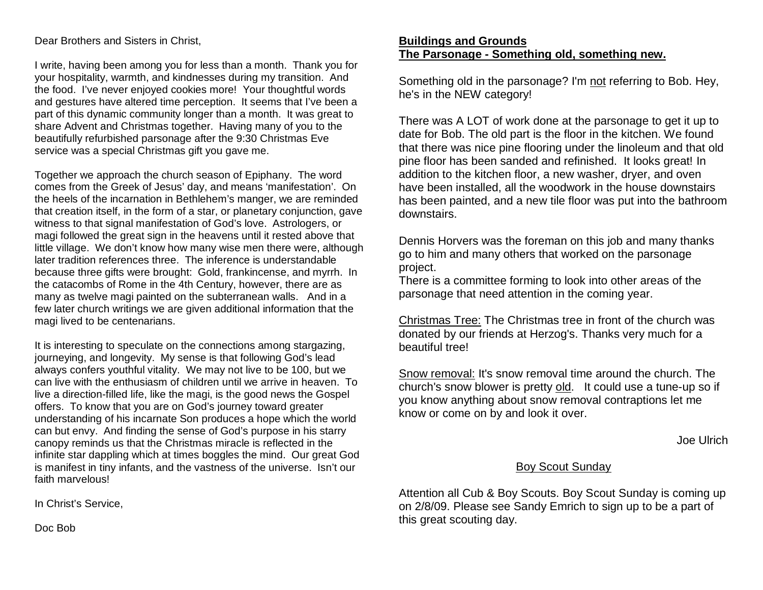Dear Brothers and Sisters in Christ,

I write, having been among you for less than a month. Thank you for your hospitality, warmth, and kindnesses during my transition. And the food. I've never enjoyed cookies more! Your thoughtful words and gestures have altered time perception. It seems that I've been a part of this dynamic community longer than a month. It was great to share Advent and Christmas together. Having many of you to the beautifully refurbished parsonage after the 9:30 Christmas Eve service was a special Christmas gift you gave me.

Together we approach the church season of Epiphany. The word comes from the Greek of Jesus' day, and means 'manifestation'. On the heels of the incarnation in Bethlehem's manger, we are reminded that creation itself, in the form of a star, or planetary conjunction, gave witness to that signal manifestation of God's love. Astrologers, or magi followed the great sign in the heavens until it rested above that little village. We don't know how many wise men there were, although later tradition references three. The inference is understandable because three gifts were brought: Gold, frankincense, and myrrh. In the catacombs of Rome in the 4th Century, however, there are as many as twelve magi painted on the subterranean walls. And in a few later church writings we are given additional information that the magi lived to be centenarians.

It is interesting to speculate on the connections among stargazing, journeying, and longevity. My sense is that following God's lead always confers youthful vitality. We may not live to be 100, but we can live with the enthusiasm of children until we arrive in heaven. To live a direction-filled life, like the magi, is the good news the Gospel offers. To know that you are on God's journey toward greater understanding of his incarnate Son produces a hope which the world can but envy. And finding the sense of God's purpose in his starry canopy reminds us that the Christmas miracle is reflected in the infinite star dappling which at times boggles the mind. Our great God is manifest in tiny infants, and the vastness of the universe. Isn't our faith marvelous!

In Christ's Service,

Doc Bob

## Buildings and Grounds
## The Parsonage - Something old, something new.

Something old in the parsonage? I'm not referring to Bob. Hey, he's in the NEW category!

There was A LOT of work done at the parsonage to get it up to date for Bob. The old part is the floor in the kitchen. We found that there was nice pine flooring under the linoleum and that old pine floor has been sanded and refinished. It looks great! In addition to the kitchen floor, a new washer, dryer, and oven have been installed, all the woodwork in the house downstairs has been painted, and a new tile floor was put into the bathroom downstairs.

Dennis Horvers was the foreman on this job and many thanks go to him and many others that worked on the parsonage project.
There is a committee forming to look into other areas of the parsonage that need attention in the coming year.

Christmas Tree: The Christmas tree in front of the church was donated by our friends at Herzog's. Thanks very much for a beautiful tree!

Snow removal: It's snow removal time around the church. The church's snow blower is pretty old. It could use a tune-up so if you know anything about snow removal contraptions let me know or come on by and look it over.

Joe Ulrich

## Boy Scout Sunday

Attention all Cub & Boy Scouts. Boy Scout Sunday is coming up on 2/8/09. Please see Sandy Emrich to sign up to be a part of this great scouting day.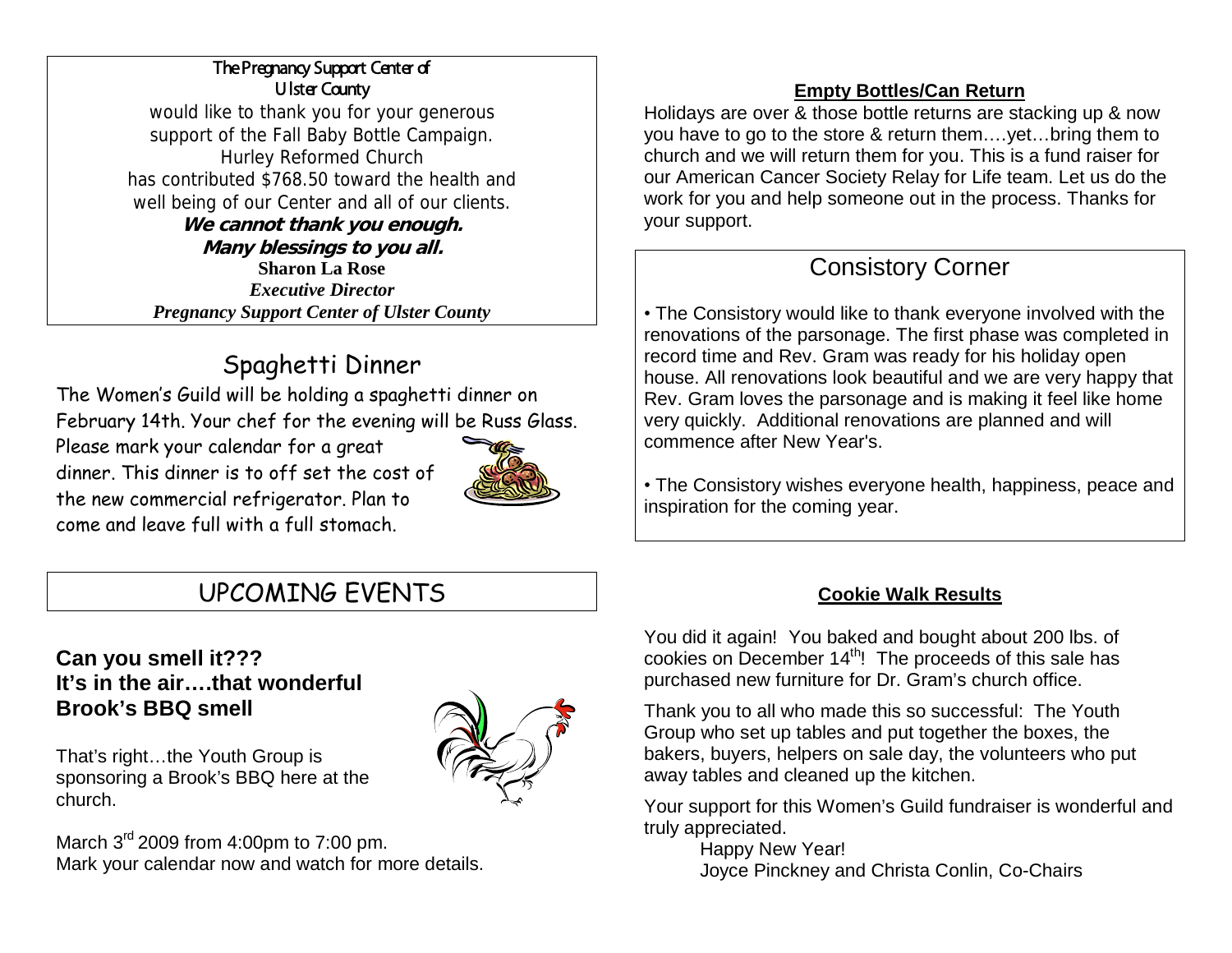**The Pregnancy Support Center of Ulster County**

would like to thank you for your generous support of the Fall Baby Bottle Campaign.
Hurley Reformed Church
has contributed $768.50 toward the health and well being of our Center and all of our clients.

***We cannot thank you enough.***
***Many blessings to you all.***

**Sharon La Rose**
***Executive Director***
***Pregnancy Support Center of Ulster County***

## Spaghetti Dinner

The Women's Guild will be holding a spaghetti dinner on February 14th. Your chef for the evening will be Russ Glass. Please mark your calendar for a great dinner. This dinner is to off set the cost of the new commercial refrigerator. Plan to come and leave full with a full stomach.

## UPCOMING EVENTS

### Can you smell it??? It's in the air….that wonderful Brook's BBQ smell

That's right…the Youth Group is sponsoring a Brook's BBQ here at the church.

March 3rd 2009 from 4:00pm to 7:00 pm.
Mark your calendar now and watch for more details.

### Empty Bottles/Can Return

Holidays are over & those bottle returns are stacking up & now you have to go to the store & return them….yet…bring them to church and we will return them for you. This is a fund raiser for our American Cancer Society Relay for Life team. Let us do the work for you and help someone out in the process. Thanks for your support.

## Consistory Corner

- The Consistory would like to thank everyone involved with the renovations of the parsonage. The first phase was completed in record time and Rev. Gram was ready for his holiday open house. All renovations look beautiful and we are very happy that Rev. Gram loves the parsonage and is making it feel like home very quickly. Additional renovations are planned and will commence after New Year's.

- The Consistory wishes everyone health, happiness, peace and inspiration for the coming year.

### Cookie Walk Results

You did it again! You baked and bought about 200 lbs. of cookies on December 14th! The proceeds of this sale has purchased new furniture for Dr. Gram's church office.

Thank you to all who made this so successful: The Youth Group who set up tables and put together the boxes, the bakers, buyers, helpers on sale day, the volunteers who put away tables and cleaned up the kitchen.

Your support for this Women's Guild fundraiser is wonderful and truly appreciated.

Happy New Year!
Joyce Pinckney and Christa Conlin, Co-Chairs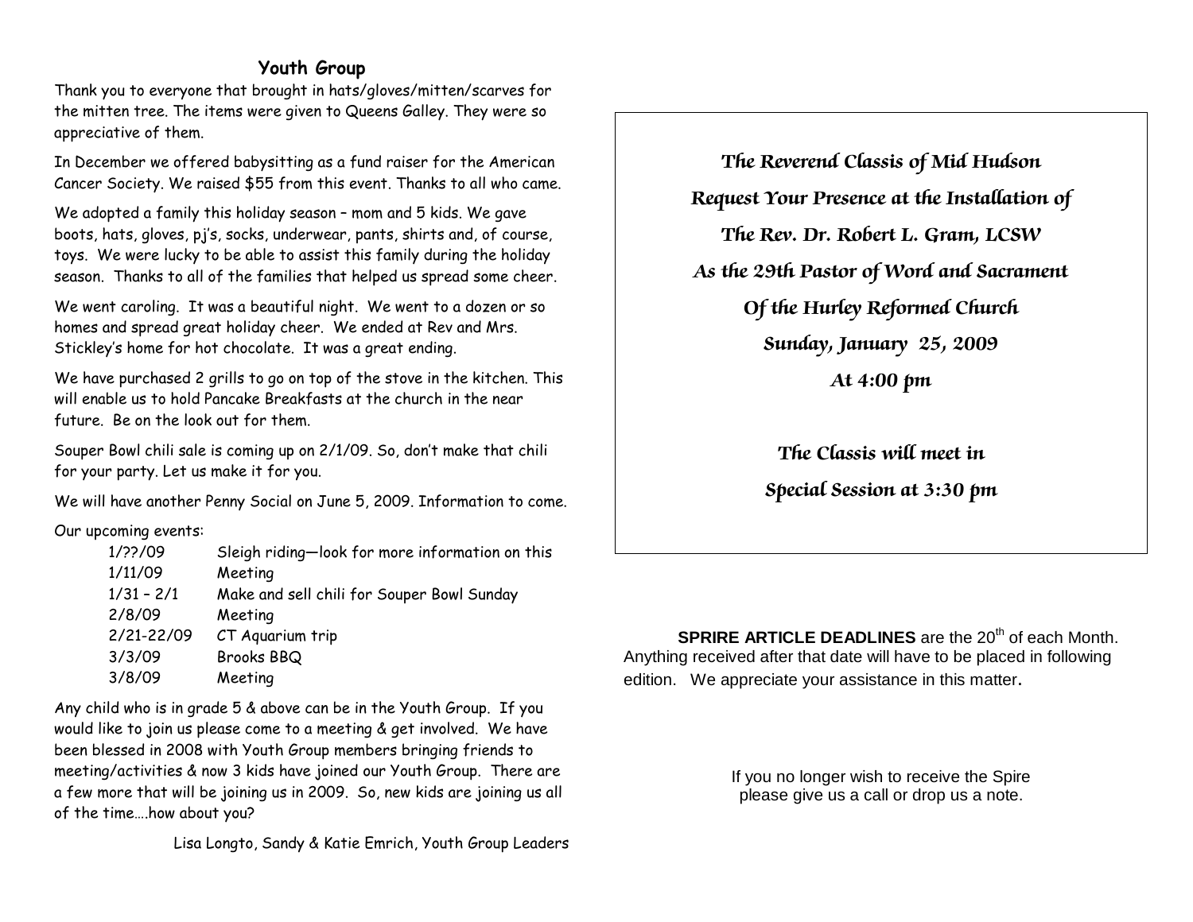## Youth Group

Thank you to everyone that brought in hats/gloves/mitten/scarves for the mitten tree. The items were given to Queens Galley. They were so appreciative of them.

In December we offered babysitting as a fund raiser for the American Cancer Society. We raised $55 from this event. Thanks to all who came.

We adopted a family this holiday season – mom and 5 kids. We gave boots, hats, gloves, pj's, socks, underwear, pants, shirts and, of course, toys. We were lucky to be able to assist this family during the holiday season. Thanks to all of the families that helped us spread some cheer.

We went caroling. It was a beautiful night. We went to a dozen or so homes and spread great holiday cheer. We ended at Rev and Mrs. Stickley's home for hot chocolate. It was a great ending.

We have purchased 2 grills to go on top of the stove in the kitchen. This will enable us to hold Pancake Breakfasts at the church in the near future. Be on the look out for them.

Souper Bowl chili sale is coming up on 2/1/09. So, don't make that chili for your party. Let us make it for you.

We will have another Penny Social on June 5, 2009. Information to come.

Our upcoming events:

| | |
|---|---|
| 1/??/09 | Sleigh riding—look for more information on this |
| 1/11/09 | Meeting |
| 1/31 – 2/1 | Make and sell chili for Souper Bowl Sunday |
| 2/8/09 | Meeting |
| 2/21-22/09 | CT Aquarium trip |
| 3/3/09 | Brooks BBQ |
| 3/8/09 | Meeting |

Any child who is in grade 5 & above can be in the Youth Group. If you would like to join us please come to a meeting & get involved. We have been blessed in 2008 with Youth Group members bringing friends to meeting/activities & now 3 kids have joined our Youth Group. There are a few more that will be joining us in 2009. So, new kids are joining us all of the time….how about you?

Lisa Longto, Sandy & Katie Emrich, Youth Group Leaders

*The Reverend Classis of Mid Hudson*

*Request Your Presence at the Installation of*

*The Rev. Dr. Robert L. Gram, LCSW*

*As the 29th Pastor of Word and Sacrament*

*Of the Hurley Reformed Church*

*Sunday, January 25, 2009*

*At 4:00 pm*

*The Classis will meet in*

*Special Session at 3:30 pm*

**SPIRE ARTICLE DEADLINES** are the 20th of each Month. Anything received after that date will have to be placed in following edition. We appreciate your assistance in this matter.

If you no longer wish to receive the Spire please give us a call or drop us a note.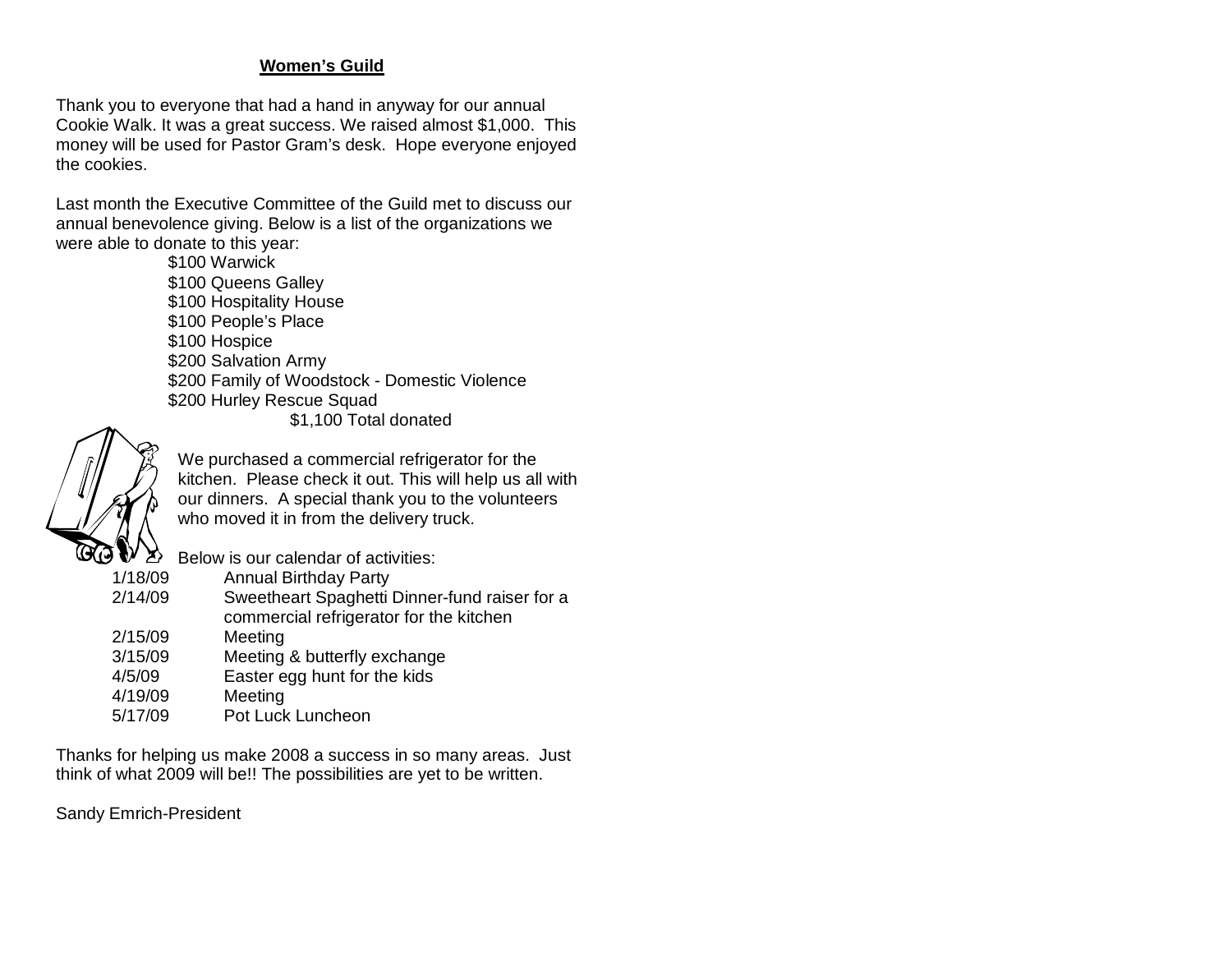## Women's Guild

Thank you to everyone that had a hand in anyway for our annual Cookie Walk. It was a great success. We raised almost $1,000. This money will be used for Pastor Gram's desk. Hope everyone enjoyed the cookies.

Last month the Executive Committee of the Guild met to discuss our annual benevolence giving. Below is a list of the organizations we were able to donate to this year:

$100 Warwick
$100 Queens Galley
$100 Hospitality House
$100 People's Place
$100 Hospice
$200 Salvation Army
$200 Family of Woodstock - Domestic Violence
$200 Hurley Rescue Squad
$1,100 Total donated

We purchased a commercial refrigerator for the kitchen. Please check it out. This will help us all with our dinners. A special thank you to the volunteers who moved it in from the delivery truck.

Below is our calendar of activities:

| | |
|---|---|
| 1/18/09 | Annual Birthday Party |
| 2/14/09 | Sweetheart Spaghetti Dinner-fund raiser for a commercial refrigerator for the kitchen |
| 2/15/09 | Meeting |
| 3/15/09 | Meeting & butterfly exchange |
| 4/5/09 | Easter egg hunt for the kids |
| 4/19/09 | Meeting |
| 5/17/09 | Pot Luck Luncheon |

Thanks for helping us make 2008 a success in so many areas. Just think of what 2009 will be!! The possibilities are yet to be written.

Sandy Emrich-President